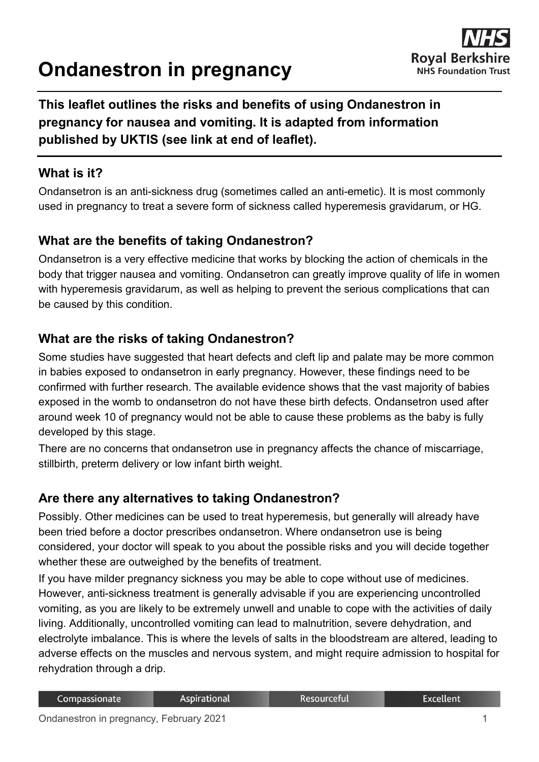# Ondanestron in pregnancy

**This leaflet outlines the risks and benefits of using Ondanestron in pregnancy for nausea and vomiting. It is adapted from information published by UKTIS (see link at end of leaflet).**

## What is it?

Ondansetron is an anti-sickness drug (sometimes called an anti-emetic). It is most commonly used in pregnancy to treat a severe form of sickness called hyperemesis gravidarum, or HG.

## What are the benefits of taking Ondanestron?

Ondansetron is a very effective medicine that works by blocking the action of chemicals in the body that trigger nausea and vomiting. Ondansetron can greatly improve quality of life in women with hyperemesis gravidarum, as well as helping to prevent the serious complications that can be caused by this condition.

## What are the risks of taking Ondanestron?

Some studies have suggested that heart defects and cleft lip and palate may be more common in babies exposed to ondansetron in early pregnancy. However, these findings need to be confirmed with further research. The available evidence shows that the vast majority of babies exposed in the womb to ondansetron do not have these birth defects. Ondansetron used after around week 10 of pregnancy would not be able to cause these problems as the baby is fully developed by this stage.

There are no concerns that ondansetron use in pregnancy affects the chance of miscarriage, stillbirth, preterm delivery or low infant birth weight.

## Are there any alternatives to taking Ondanestron?

Possibly. Other medicines can be used to treat hyperemesis, but generally will already have been tried before a doctor prescribes ondansetron. Where ondansetron use is being considered, your doctor will speak to you about the possible risks and you will decide together whether these are outweighed by the benefits of treatment.

If you have milder pregnancy sickness you may be able to cope without use of medicines. However, anti-sickness treatment is generally advisable if you are experiencing uncontrolled vomiting, as you are likely to be extremely unwell and unable to cope with the activities of daily living. Additionally, uncontrolled vomiting can lead to malnutrition, severe dehydration, and electrolyte imbalance. This is where the levels of salts in the bloodstream are altered, leading to adverse effects on the muscles and nervous system, and might require admission to hospital for rehydration through a drip.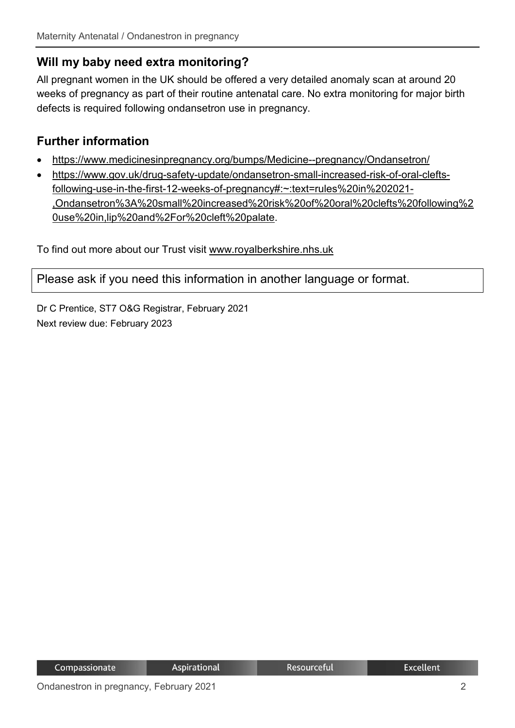## Will my baby need extra monitoring?

All pregnant women in the UK should be offered a very detailed anomaly scan at around 20 weeks of pregnancy as part of their routine antenatal care. No extra monitoring for major birth defects is required following ondansetron use in pregnancy.

## Further information

- https://www.medicinesinpregnancy.org/bumps/Medicine--pregnancy/Ondansetron/
- https://www.gov.uk/drug-safety-update/ondansetron-small-increased-risk-of-oral-clefts-following-use-in-the-first-12-weeks-of-pregnancy#:~:text=rules%20in%202021-,Ondansetron%3A%20small%20increased%20risk%20of%20oral%20clefts%20following%20use%20in,lip%20and%2For%20cleft%20palate.

To find out more about our Trust visit www.royalberkshire.nhs.uk

Please ask if you need this information in another language or format.

Dr C Prentice, ST7 O&G Registrar, February 2021
Next review due: February 2023

Compassionate | Aspirational | Resourceful | Excellent